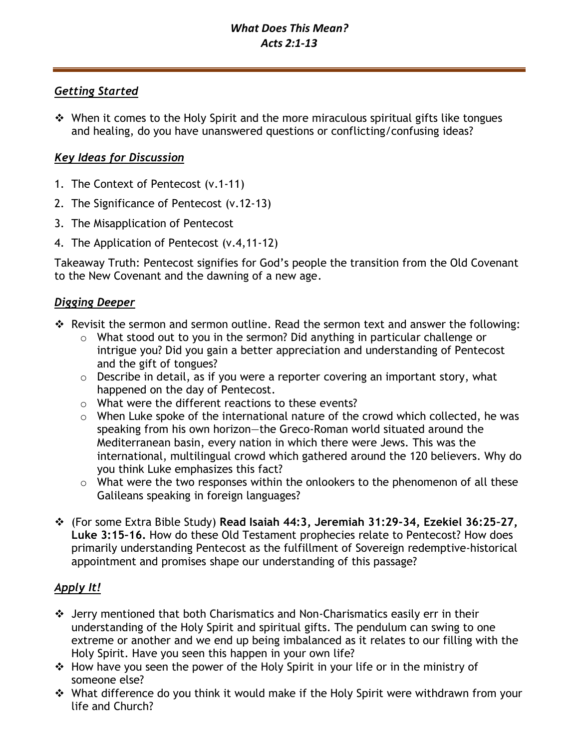# *What Does This Mean?*
# *Acts 2:1-13*

---

## ***Getting Started***

- When it comes to the Holy Spirit and the more miraculous spiritual gifts like tongues and healing, do you have unanswered questions or conflicting/confusing ideas?

## ***Key Ideas for Discussion***

1. The Context of Pentecost (v.1-11)
2. The Significance of Pentecost (v.12-13)
3. The Misapplication of Pentecost
4. The Application of Pentecost (v.4,11-12)

Takeaway Truth: Pentecost signifies for God's people the transition from the Old Covenant to the New Covenant and the dawning of a new age.

## ***Digging Deeper***

- Revisit the sermon and sermon outline. Read the sermon text and answer the following:
  - What stood out to you in the sermon? Did anything in particular challenge or intrigue you? Did you gain a better appreciation and understanding of Pentecost and the gift of tongues?
  - Describe in detail, as if you were a reporter covering an important story, what happened on the day of Pentecost.
  - What were the different reactions to these events?
  - When Luke spoke of the international nature of the crowd which collected, he was speaking from his own horizon—the Greco-Roman world situated around the Mediterranean basin, every nation in which there were Jews. This was the international, multilingual crowd which gathered around the 120 believers. Why do you think Luke emphasizes this fact?
  - What were the two responses within the onlookers to the phenomenon of all these Galileans speaking in foreign languages?
- (For some Extra Bible Study) **Read Isaiah 44:3, Jeremiah 31:29-34, Ezekiel 36:25–27, Luke 3:15–16.** How do these Old Testament prophecies relate to Pentecost? How does primarily understanding Pentecost as the fulfillment of Sovereign redemptive-historical appointment and promises shape our understanding of this passage?

## ***Apply It!***

- Jerry mentioned that both Charismatics and Non-Charismatics easily err in their understanding of the Holy Spirit and spiritual gifts. The pendulum can swing to one extreme or another and we end up being imbalanced as it relates to our filling with the Holy Spirit. Have you seen this happen in your own life?
- How have you seen the power of the Holy Spirit in your life or in the ministry of someone else?
- What difference do you think it would make if the Holy Spirit were withdrawn from your life and Church?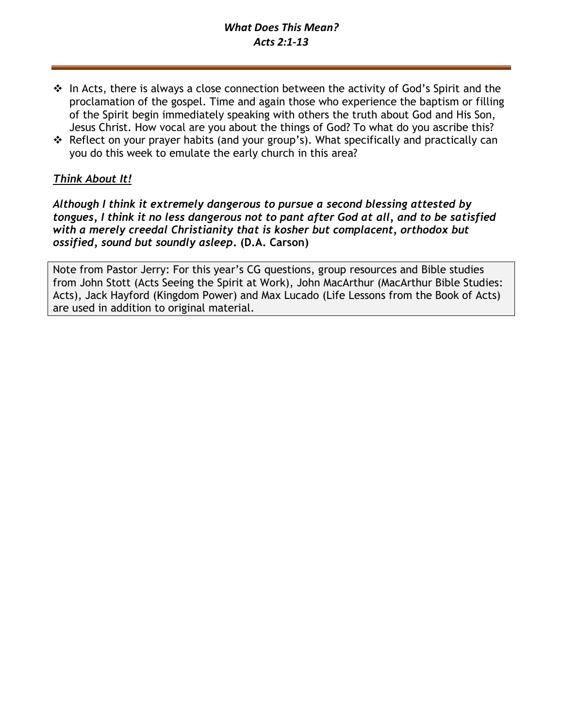- In Acts, there is always a close connection between the activity of God's Spirit and the proclamation of the gospel. Time and again those who experience the baptism or filling of the Spirit begin immediately speaking with others the truth about God and His Son, Jesus Christ. How vocal are you about the things of God? To what do you ascribe this?
- Reflect on your prayer habits (and your group's). What specifically and practically can you do this week to emulate the early church in this area?

***Think About It!***

***Although I think it extremely dangerous to pursue a second blessing attested by tongues, I think it no less dangerous not to pant after God at all, and to be satisfied with a merely creedal Christianity that is kosher but complacent, orthodox but ossified, sound but soundly asleep.* (D.A. Carson)**

Note from Pastor Jerry: For this year's CG questions, group resources and Bible studies from John Stott (Acts Seeing the Spirit at Work), John MacArthur (MacArthur Bible Studies: Acts), Jack Hayford (Kingdom Power) and Max Lucado (Life Lessons from the Book of Acts) are used in addition to original material.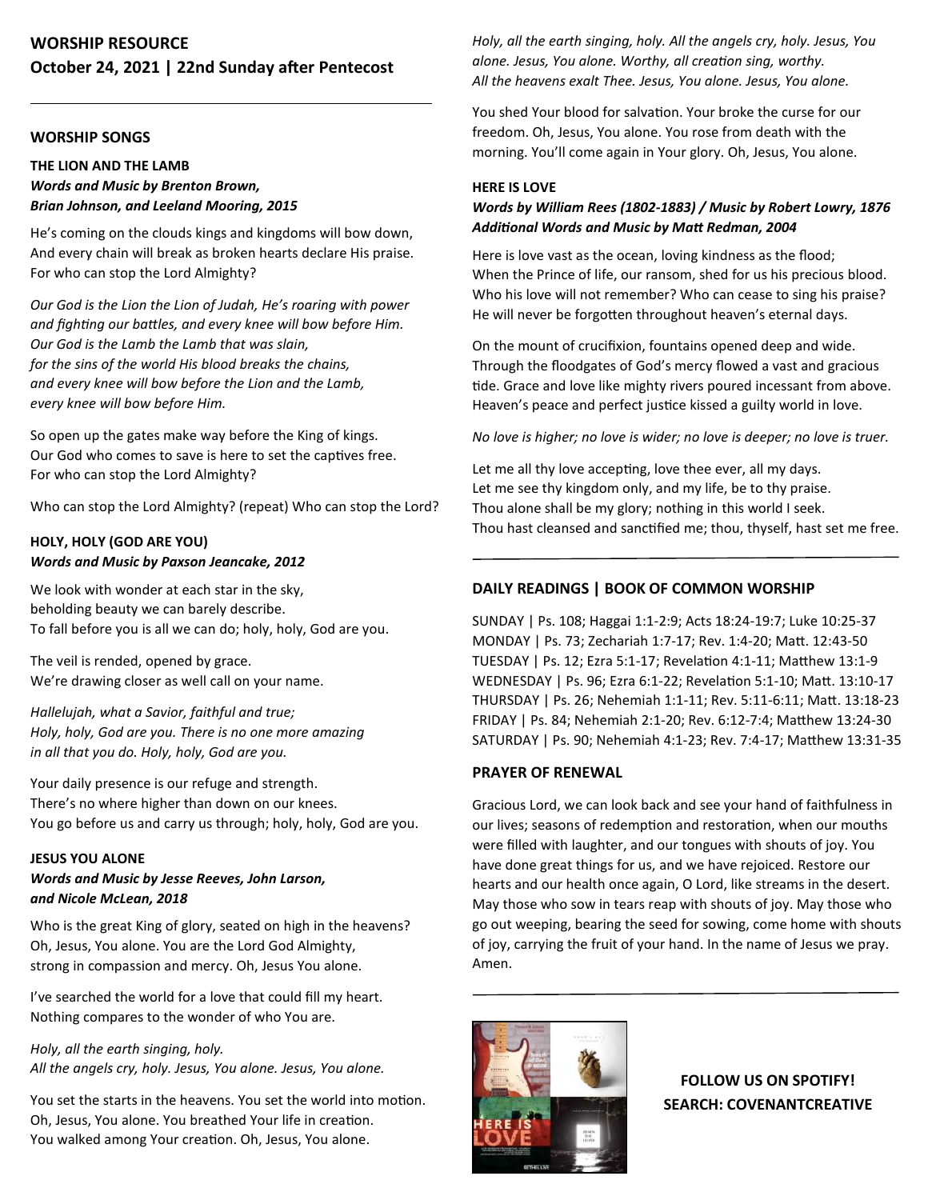## WORSHIP RESOURCE
## October 24, 2021 | 22nd Sunday after Pentecost

### WORSHIP SONGS

**THE LION AND THE LAMB**
***Words and Music by Brenton Brown, Brian Johnson, and Leeland Mooring, 2015***

He's coming on the clouds kings and kingdoms will bow down,
And every chain will break as broken hearts declare His praise.
For who can stop the Lord Almighty?

*Our God is the Lion the Lion of Judah, He's roaring with power and fighting our battles, and every knee will bow before Him. Our God is the Lamb the Lamb that was slain, for the sins of the world His blood breaks the chains, and every knee will bow before the Lion and the Lamb, every knee will bow before Him.*

So open up the gates make way before the King of kings.
Our God who comes to save is here to set the captives free.
For who can stop the Lord Almighty?

Who can stop the Lord Almighty? (repeat) Who can stop the Lord?

**HOLY, HOLY (GOD ARE YOU)**
***Words and Music by Paxson Jeancake, 2012***

We look with wonder at each star in the sky,
beholding beauty we can barely describe.
To fall before you is all we can do; holy, holy, God are you.

The veil is rended, opened by grace.
We're drawing closer as well call on your name.

*Hallelujah, what a Savior, faithful and true;*
*Holy, holy, God are you. There is no one more amazing*
*in all that you do. Holy, holy, God are you.*

Your daily presence is our refuge and strength.
There's no where higher than down on our knees.
You go before us and carry us through; holy, holy, God are you.

**JESUS YOU ALONE**
***Words and Music by Jesse Reeves, John Larson, and Nicole McLean, 2018***

Who is the great King of glory, seated on high in the heavens?
Oh, Jesus, You alone. You are the Lord God Almighty,
strong in compassion and mercy. Oh, Jesus You alone.

I've searched the world for a love that could fill my heart.
Nothing compares to the wonder of who You are.

*Holy, all the earth singing, holy.*
*All the angels cry, holy. Jesus, You alone. Jesus, You alone.*

You set the starts in the heavens. You set the world into motion.
Oh, Jesus, You alone. You breathed Your life in creation.
You walked among Your creation. Oh, Jesus, You alone.

*Holy, all the earth singing, holy. All the angels cry, holy. Jesus, You alone. Jesus, You alone. Worthy, all creation sing, worthy.*
*All the heavens exalt Thee. Jesus, You alone. Jesus, You alone.*

You shed Your blood for salvation. Your broke the curse for our freedom. Oh, Jesus, You alone. You rose from death with the morning. You'll come again in Your glory. Oh, Jesus, You alone.

**HERE IS LOVE**
***Words by William Rees (1802-1883) / Music by Robert Lowry, 1876***
***Additional Words and Music by Matt Redman, 2004***

Here is love vast as the ocean, loving kindness as the flood;
When the Prince of life, our ransom, shed for us his precious blood.
Who his love will not remember? Who can cease to sing his praise?
He will never be forgotten throughout heaven's eternal days.

On the mount of crucifixion, fountains opened deep and wide.
Through the floodgates of God's mercy flowed a vast and gracious tide. Grace and love like mighty rivers poured incessant from above.
Heaven's peace and perfect justice kissed a guilty world in love.

*No love is higher; no love is wider; no love is deeper; no love is truer.*

Let me all thy love accepting, love thee ever, all my days.
Let me see thy kingdom only, and my life, be to thy praise.
Thou alone shall be my glory; nothing in this world I seek.
Thou hast cleansed and sanctified me; thou, thyself, hast set me free.

### DAILY READINGS | BOOK OF COMMON WORSHIP

SUNDAY | Ps. 108; Haggai 1:1-2:9; Acts 18:24-19:7; Luke 10:25-37
MONDAY | Ps. 73; Zechariah 1:7-17; Rev. 1:4-20; Matt. 12:43-50
TUESDAY | Ps. 12; Ezra 5:1-17; Revelation 4:1-11; Matthew 13:1-9
WEDNESDAY | Ps. 96; Ezra 6:1-22; Revelation 5:1-10; Matt. 13:10-17
THURSDAY | Ps. 26; Nehemiah 1:1-11; Rev. 5:11-6:11; Matt. 13:18-23
FRIDAY | Ps. 84; Nehemiah 2:1-20; Rev. 6:12-7:4; Matthew 13:24-30
SATURDAY | Ps. 90; Nehemiah 4:1-23; Rev. 7:4-17; Matthew 13:31-35

### PRAYER OF RENEWAL

Gracious Lord, we can look back and see your hand of faithfulness in our lives; seasons of redemption and restoration, when our mouths were filled with laughter, and our tongues with shouts of joy. You have done great things for us, and we have rejoiced. Restore our hearts and our health once again, O Lord, like streams in the desert. May those who sow in tears reap with shouts of joy. May those who go out weeping, bearing the seed for sowing, come home with shouts of joy, carrying the fruit of your hand. In the name of Jesus we pray. Amen.

**FOLLOW US ON SPOTIFY!**
**SEARCH: COVENANTCREATIVE**